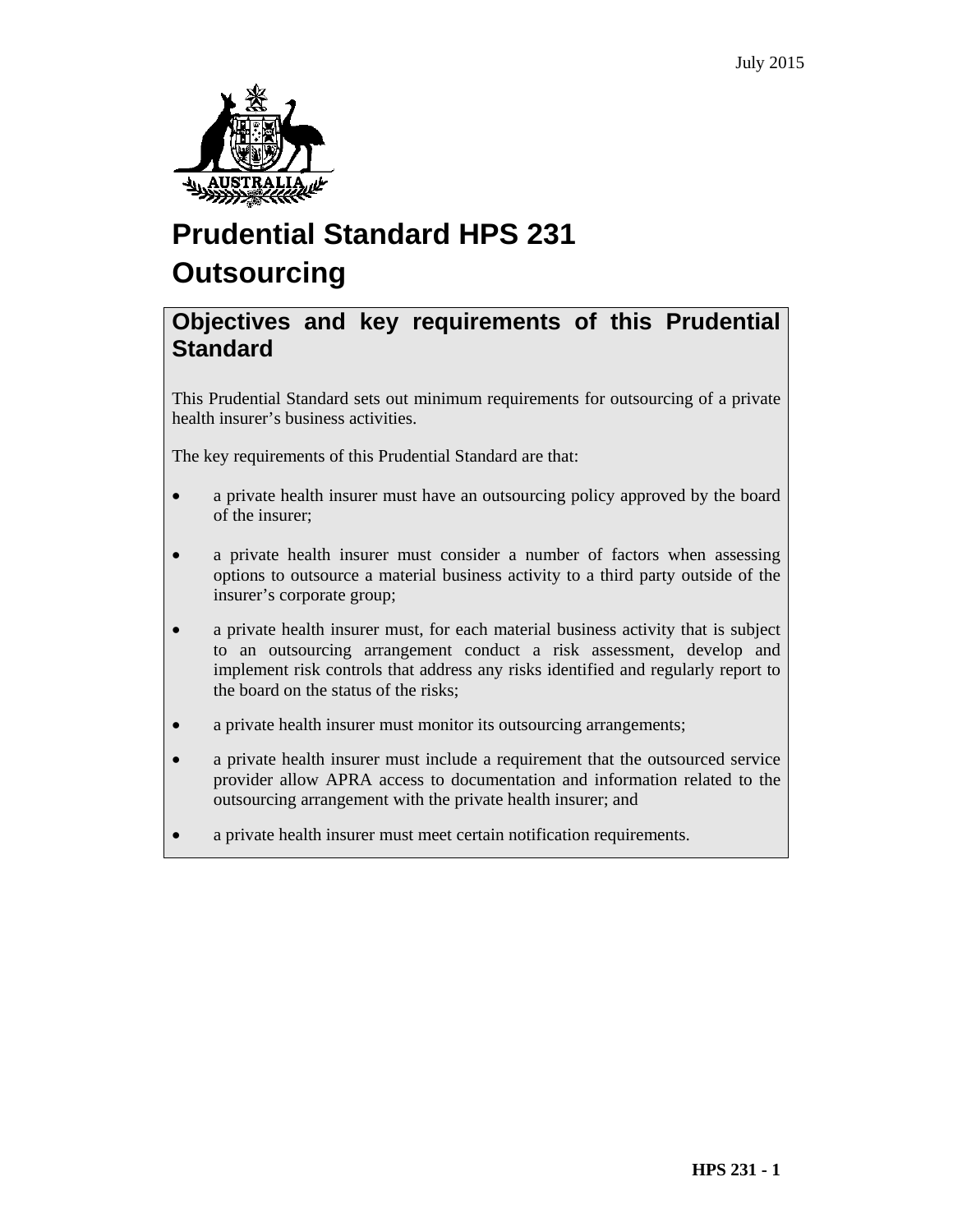July 2015

# Prudential Standard HPS 231
# Outsourcing

## Objectives and key requirements of this Prudential Standard

This Prudential Standard sets out minimum requirements for outsourcing of a private health insurer's business activities.

The key requirements of this Prudential Standard are that:

- a private health insurer must have an outsourcing policy approved by the board of the insurer;
- a private health insurer must consider a number of factors when assessing options to outsource a material business activity to a third party outside of the insurer's corporate group;
- a private health insurer must, for each material business activity that is subject to an outsourcing arrangement conduct a risk assessment, develop and implement risk controls that address any risks identified and regularly report to the board on the status of the risks;
- a private health insurer must monitor its outsourcing arrangements;
- a private health insurer must include a requirement that the outsourced service provider allow APRA access to documentation and information related to the outsourcing arrangement with the private health insurer; and
- a private health insurer must meet certain notification requirements.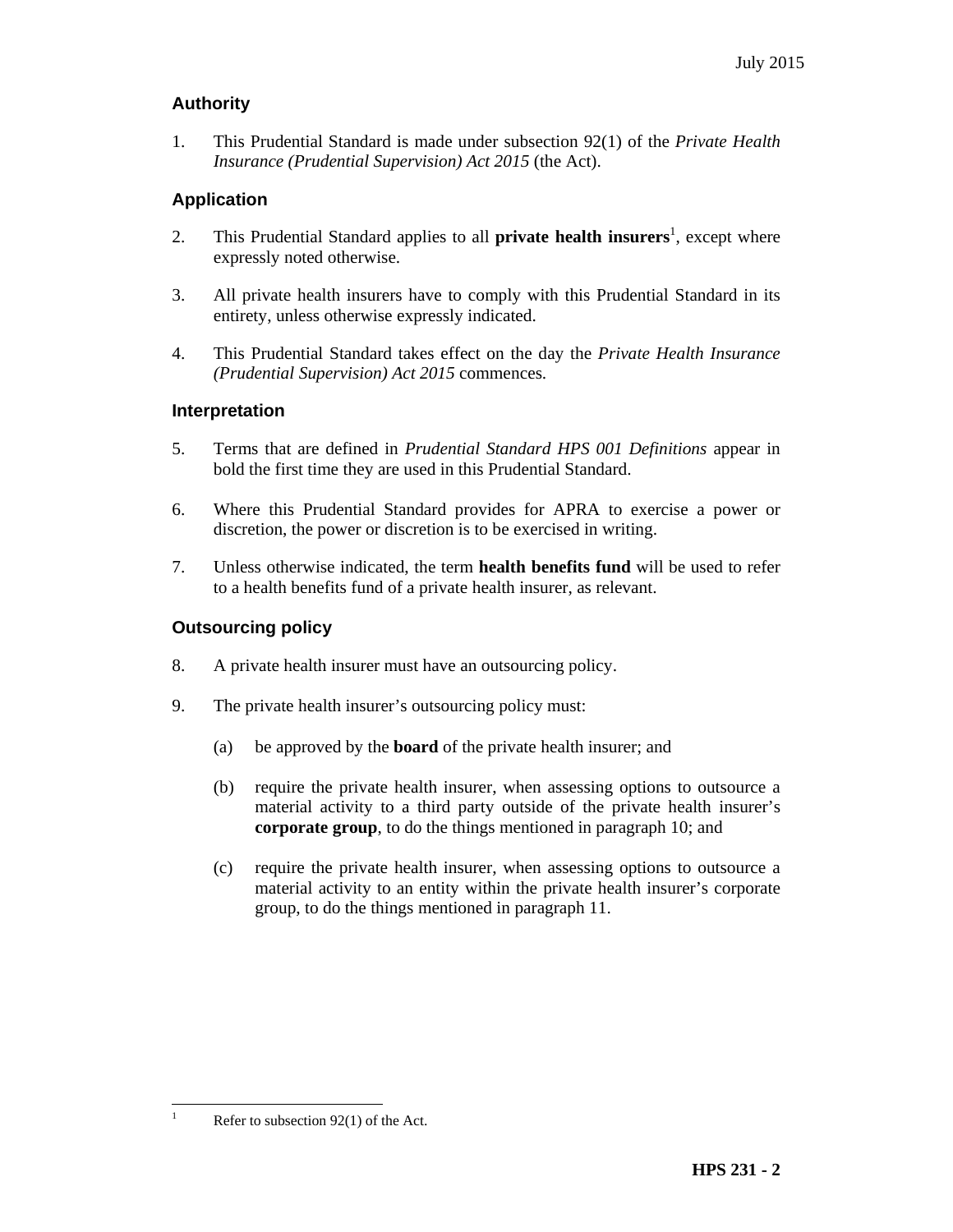## Authority

1. This Prudential Standard is made under subsection 92(1) of the *Private Health Insurance (Prudential Supervision) Act 2015* (the Act).

## Application

2. This Prudential Standard applies to all **private health insurers**[1], except where expressly noted otherwise.

3. All private health insurers have to comply with this Prudential Standard in its entirety, unless otherwise expressly indicated.

4. This Prudential Standard takes effect on the day the *Private Health Insurance (Prudential Supervision) Act 2015* commences.

## Interpretation

5. Terms that are defined in *Prudential Standard HPS 001 Definitions* appear in bold the first time they are used in this Prudential Standard.

6. Where this Prudential Standard provides for APRA to exercise a power or discretion, the power or discretion is to be exercised in writing.

7. Unless otherwise indicated, the term **health benefits fund** will be used to refer to a health benefits fund of a private health insurer, as relevant.

## Outsourcing policy

8. A private health insurer must have an outsourcing policy.

9. The private health insurer's outsourcing policy must:

   (a) be approved by the **board** of the private health insurer; and

   (b) require the private health insurer, when assessing options to outsource a material activity to a third party outside of the private health insurer's **corporate group**, to do the things mentioned in paragraph 10; and

   (c) require the private health insurer, when assessing options to outsource a material activity to an entity within the private health insurer's corporate group, to do the things mentioned in paragraph 11.

---

[1] Refer to subsection 92(1) of the Act.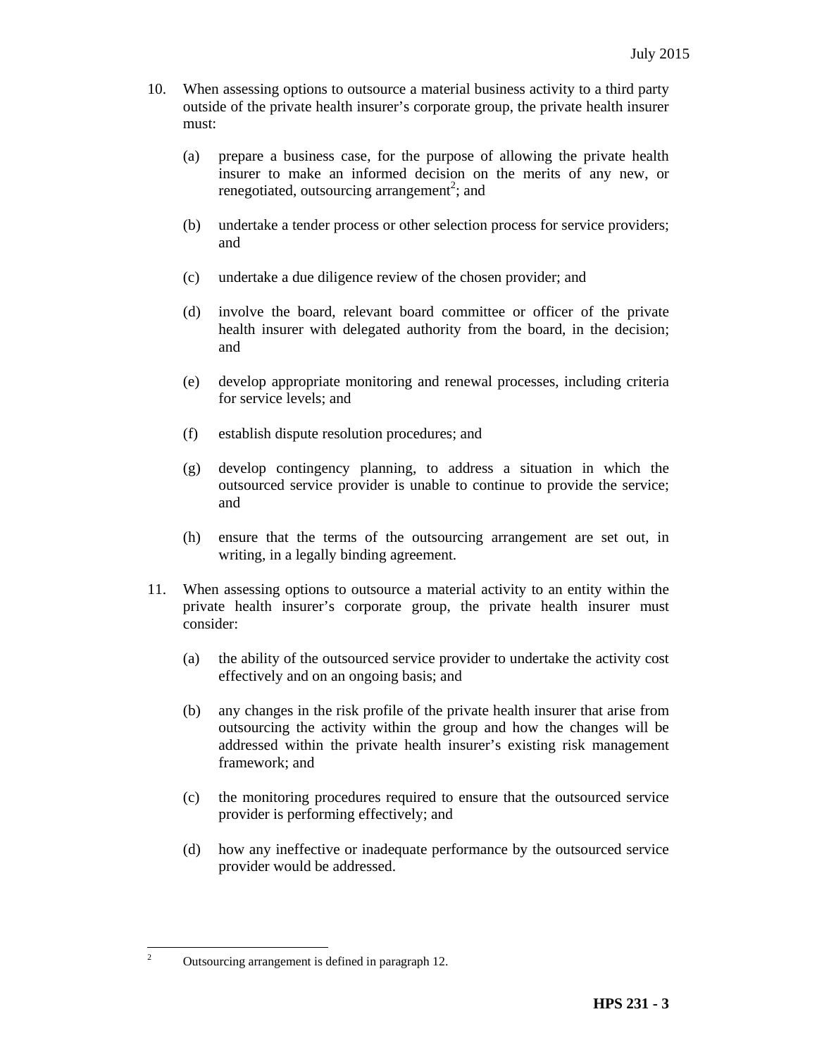10. When assessing options to outsource a material business activity to a third party outside of the private health insurer's corporate group, the private health insurer must:

    (a) prepare a business case, for the purpose of allowing the private health insurer to make an informed decision on the merits of any new, or renegotiated, outsourcing arrangement[2]; and

    (b) undertake a tender process or other selection process for service providers; and

    (c) undertake a due diligence review of the chosen provider; and

    (d) involve the board, relevant board committee or officer of the private health insurer with delegated authority from the board, in the decision; and

    (e) develop appropriate monitoring and renewal processes, including criteria for service levels; and

    (f) establish dispute resolution procedures; and

    (g) develop contingency planning, to address a situation in which the outsourced service provider is unable to continue to provide the service; and

    (h) ensure that the terms of the outsourcing arrangement are set out, in writing, in a legally binding agreement.

11. When assessing options to outsource a material activity to an entity within the private health insurer's corporate group, the private health insurer must consider:

    (a) the ability of the outsourced service provider to undertake the activity cost effectively and on an ongoing basis; and

    (b) any changes in the risk profile of the private health insurer that arise from outsourcing the activity within the group and how the changes will be addressed within the private health insurer's existing risk management framework; and

    (c) the monitoring procedures required to ensure that the outsourced service provider is performing effectively; and

    (d) how any ineffective or inadequate performance by the outsourced service provider would be addressed.

---

[2] Outsourcing arrangement is defined in paragraph 12.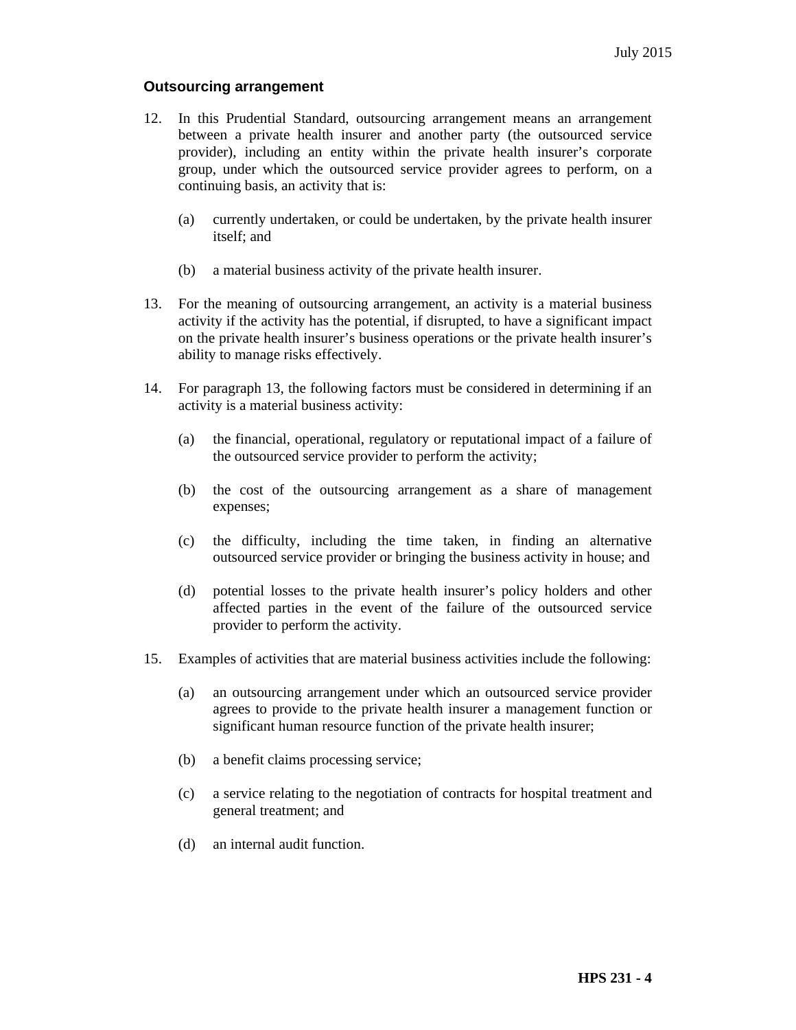### Outsourcing arrangement

12. In this Prudential Standard, outsourcing arrangement means an arrangement between a private health insurer and another party (the outsourced service provider), including an entity within the private health insurer's corporate group, under which the outsourced service provider agrees to perform, on a continuing basis, an activity that is:

    (a) currently undertaken, or could be undertaken, by the private health insurer itself; and

    (b) a material business activity of the private health insurer.

13. For the meaning of outsourcing arrangement, an activity is a material business activity if the activity has the potential, if disrupted, to have a significant impact on the private health insurer's business operations or the private health insurer's ability to manage risks effectively.

14. For paragraph 13, the following factors must be considered in determining if an activity is a material business activity:

    (a) the financial, operational, regulatory or reputational impact of a failure of the outsourced service provider to perform the activity;

    (b) the cost of the outsourcing arrangement as a share of management expenses;

    (c) the difficulty, including the time taken, in finding an alternative outsourced service provider or bringing the business activity in house; and

    (d) potential losses to the private health insurer's policy holders and other affected parties in the event of the failure of the outsourced service provider to perform the activity.

15. Examples of activities that are material business activities include the following:

    (a) an outsourcing arrangement under which an outsourced service provider agrees to provide to the private health insurer a management function or significant human resource function of the private health insurer;

    (b) a benefit claims processing service;

    (c) a service relating to the negotiation of contracts for hospital treatment and general treatment; and

    (d) an internal audit function.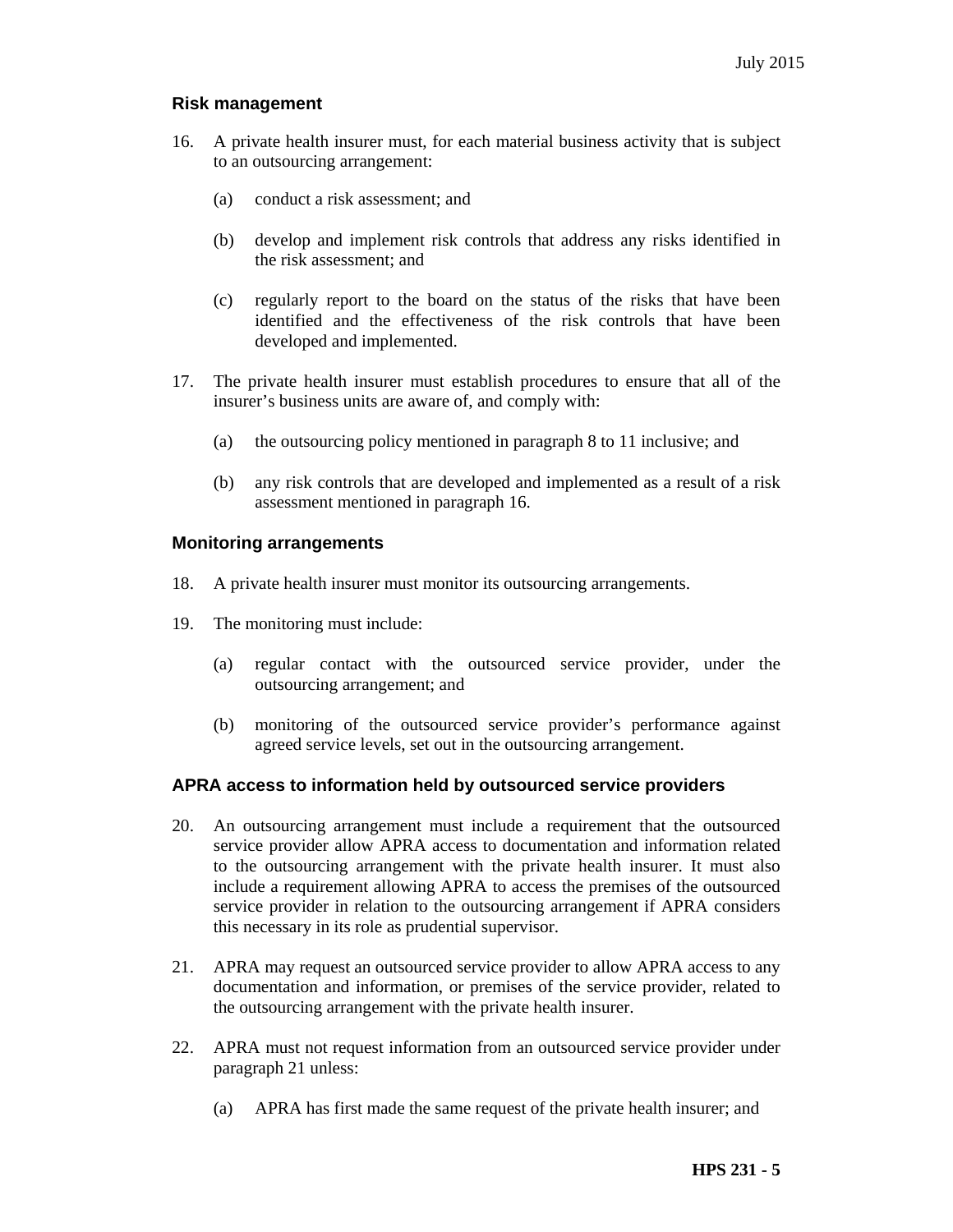### Risk management

16. A private health insurer must, for each material business activity that is subject to an outsourcing arrangement:

    (a) conduct a risk assessment; and

    (b) develop and implement risk controls that address any risks identified in the risk assessment; and

    (c) regularly report to the board on the status of the risks that have been identified and the effectiveness of the risk controls that have been developed and implemented.

17. The private health insurer must establish procedures to ensure that all of the insurer's business units are aware of, and comply with:

    (a) the outsourcing policy mentioned in paragraph 8 to 11 inclusive; and

    (b) any risk controls that are developed and implemented as a result of a risk assessment mentioned in paragraph 16.

### Monitoring arrangements

18. A private health insurer must monitor its outsourcing arrangements.

19. The monitoring must include:

    (a) regular contact with the outsourced service provider, under the outsourcing arrangement; and

    (b) monitoring of the outsourced service provider's performance against agreed service levels, set out in the outsourcing arrangement.

### APRA access to information held by outsourced service providers

20. An outsourcing arrangement must include a requirement that the outsourced service provider allow APRA access to documentation and information related to the outsourcing arrangement with the private health insurer. It must also include a requirement allowing APRA to access the premises of the outsourced service provider in relation to the outsourcing arrangement if APRA considers this necessary in its role as prudential supervisor.

21. APRA may request an outsourced service provider to allow APRA access to any documentation and information, or premises of the service provider, related to the outsourcing arrangement with the private health insurer.

22. APRA must not request information from an outsourced service provider under paragraph 21 unless:

    (a) APRA has first made the same request of the private health insurer; and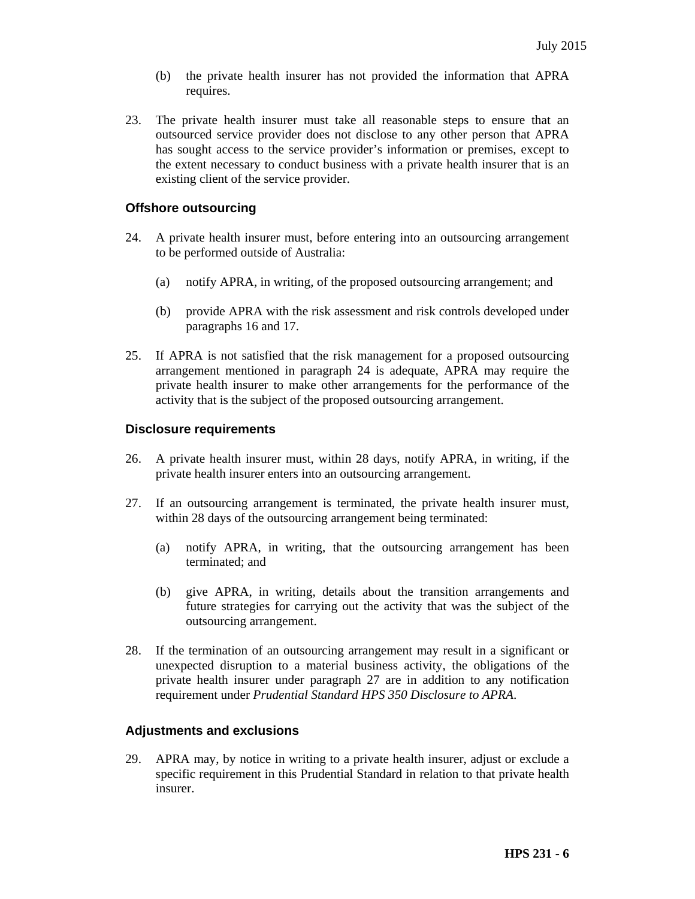(b) the private health insurer has not provided the information that APRA requires.

23. The private health insurer must take all reasonable steps to ensure that an outsourced service provider does not disclose to any other person that APRA has sought access to the service provider's information or premises, except to the extent necessary to conduct business with a private health insurer that is an existing client of the service provider.

## Offshore outsourcing

24. A private health insurer must, before entering into an outsourcing arrangement to be performed outside of Australia:

   (a) notify APRA, in writing, of the proposed outsourcing arrangement; and

   (b) provide APRA with the risk assessment and risk controls developed under paragraphs 16 and 17.

25. If APRA is not satisfied that the risk management for a proposed outsourcing arrangement mentioned in paragraph 24 is adequate, APRA may require the private health insurer to make other arrangements for the performance of the activity that is the subject of the proposed outsourcing arrangement.

## Disclosure requirements

26. A private health insurer must, within 28 days, notify APRA, in writing, if the private health insurer enters into an outsourcing arrangement.

27. If an outsourcing arrangement is terminated, the private health insurer must, within 28 days of the outsourcing arrangement being terminated:

   (a) notify APRA, in writing, that the outsourcing arrangement has been terminated; and

   (b) give APRA, in writing, details about the transition arrangements and future strategies for carrying out the activity that was the subject of the outsourcing arrangement.

28. If the termination of an outsourcing arrangement may result in a significant or unexpected disruption to a material business activity, the obligations of the private health insurer under paragraph 27 are in addition to any notification requirement under *Prudential Standard HPS 350 Disclosure to APRA.*

## Adjustments and exclusions

29. APRA may, by notice in writing to a private health insurer, adjust or exclude a specific requirement in this Prudential Standard in relation to that private health insurer.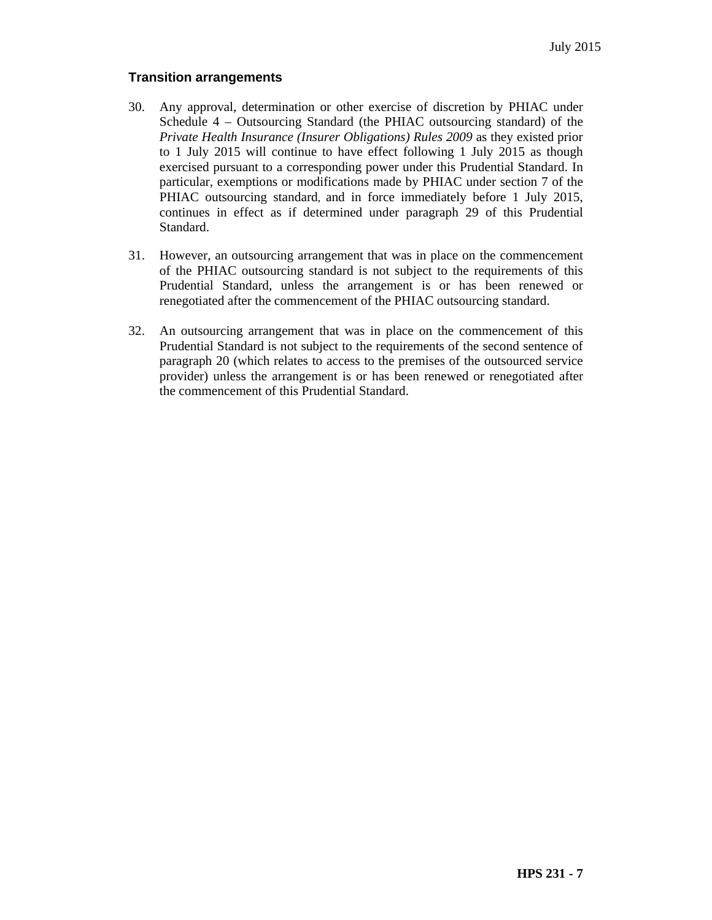### Transition arrangements

30. Any approval, determination or other exercise of discretion by PHIAC under Schedule 4 – Outsourcing Standard (the PHIAC outsourcing standard) of the *Private Health Insurance (Insurer Obligations) Rules 2009* as they existed prior to 1 July 2015 will continue to have effect following 1 July 2015 as though exercised pursuant to a corresponding power under this Prudential Standard. In particular, exemptions or modifications made by PHIAC under section 7 of the PHIAC outsourcing standard, and in force immediately before 1 July 2015, continues in effect as if determined under paragraph 29 of this Prudential Standard.

31. However, an outsourcing arrangement that was in place on the commencement of the PHIAC outsourcing standard is not subject to the requirements of this Prudential Standard, unless the arrangement is or has been renewed or renegotiated after the commencement of the PHIAC outsourcing standard.

32. An outsourcing arrangement that was in place on the commencement of this Prudential Standard is not subject to the requirements of the second sentence of paragraph 20 (which relates to access to the premises of the outsourced service provider) unless the arrangement is or has been renewed or renegotiated after the commencement of this Prudential Standard.